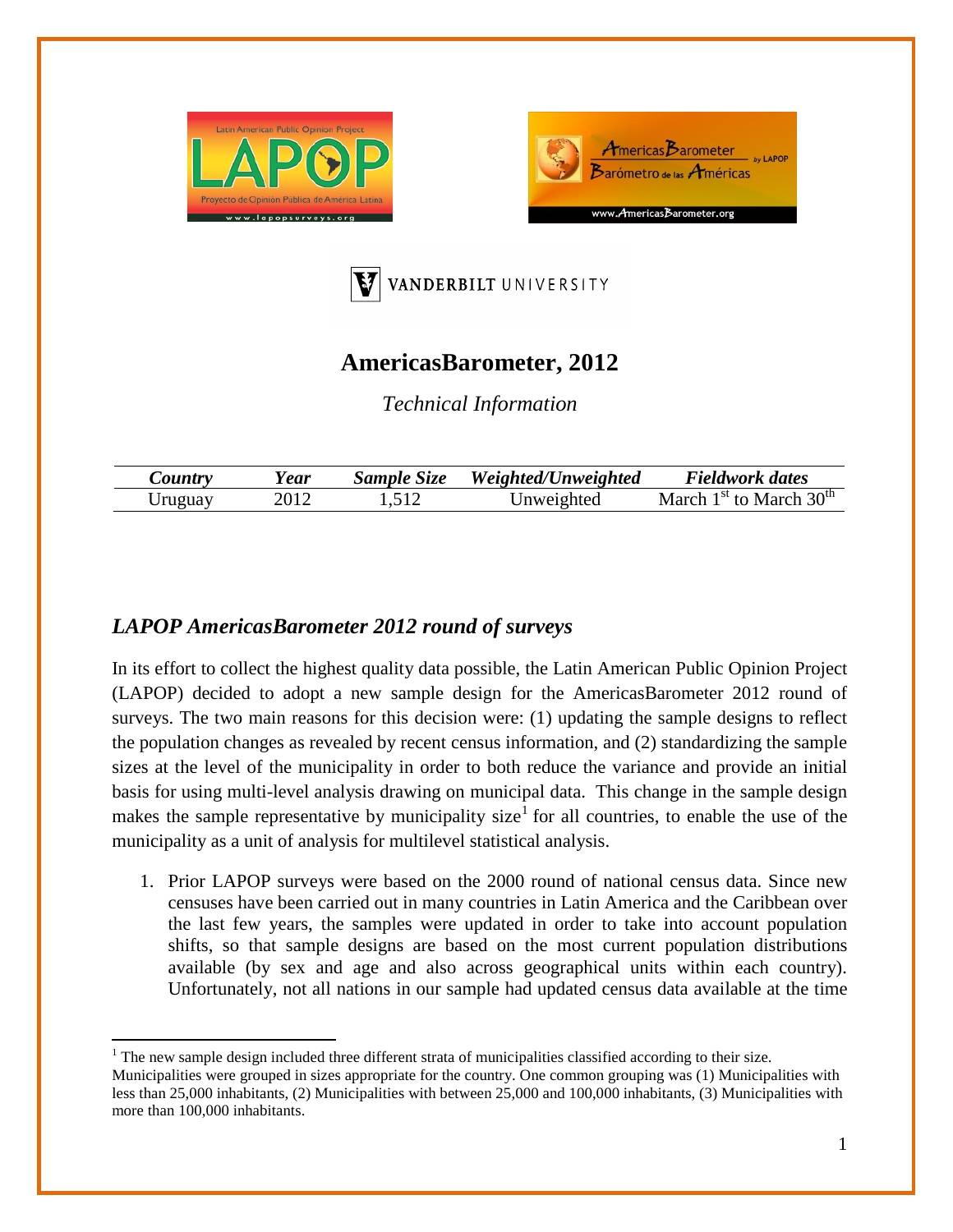# AmericasBarometer, 2012

*Technical Information*

| *Country* | *Year* | *Sample Size* | *Weighted/Unweighted* | *Fieldwork dates* |
|---|---|---|---|---|
| Uruguay | 2012 | 1,512 | Unweighted | March 1st to March 30th |

## *LAPOP AmericasBarometer 2012 round of surveys*

In its effort to collect the highest quality data possible, the Latin American Public Opinion Project (LAPOP) decided to adopt a new sample design for the AmericasBarometer 2012 round of surveys. The two main reasons for this decision were: (1) updating the sample designs to reflect the population changes as revealed by recent census information, and (2) standardizing the sample sizes at the level of the municipality in order to both reduce the variance and provide an initial basis for using multi-level analysis drawing on municipal data. This change in the sample design makes the sample representative by municipality size[1] for all countries, to enable the use of the municipality as a unit of analysis for multilevel statistical analysis.

1. Prior LAPOP surveys were based on the 2000 round of national census data. Since new censuses have been carried out in many countries in Latin America and the Caribbean over the last few years, the samples were updated in order to take into account population shifts, so that sample designs are based on the most current population distributions available (by sex and age and also across geographical units within each country). Unfortunately, not all nations in our sample had updated census data available at the time

[1] The new sample design included three different strata of municipalities classified according to their size. Municipalities were grouped in sizes appropriate for the country. One common grouping was (1) Municipalities with less than 25,000 inhabitants, (2) Municipalities with between 25,000 and 100,000 inhabitants, (3) Municipalities with more than 100,000 inhabitants.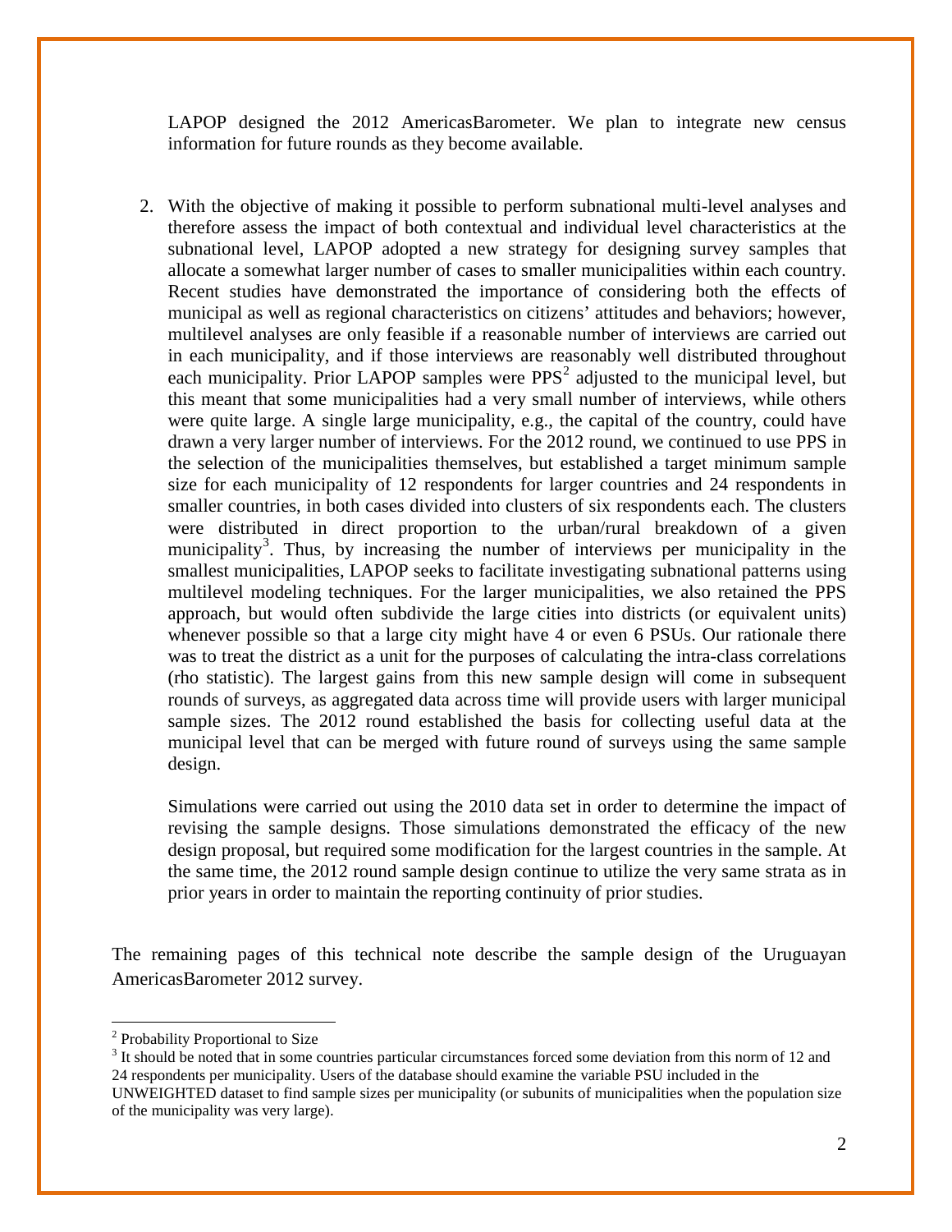LAPOP designed the 2012 AmericasBarometer. We plan to integrate new census information for future rounds as they become available.

2. With the objective of making it possible to perform subnational multi-level analyses and therefore assess the impact of both contextual and individual level characteristics at the subnational level, LAPOP adopted a new strategy for designing survey samples that allocate a somewhat larger number of cases to smaller municipalities within each country. Recent studies have demonstrated the importance of considering both the effects of municipal as well as regional characteristics on citizens' attitudes and behaviors; however, multilevel analyses are only feasible if a reasonable number of interviews are carried out in each municipality, and if those interviews are reasonably well distributed throughout each municipality. Prior LAPOP samples were PPS[2] adjusted to the municipal level, but this meant that some municipalities had a very small number of interviews, while others were quite large. A single large municipality, e.g., the capital of the country, could have drawn a very larger number of interviews. For the 2012 round, we continued to use PPS in the selection of the municipalities themselves, but established a target minimum sample size for each municipality of 12 respondents for larger countries and 24 respondents in smaller countries, in both cases divided into clusters of six respondents each. The clusters were distributed in direct proportion to the urban/rural breakdown of a given municipality[3]. Thus, by increasing the number of interviews per municipality in the smallest municipalities, LAPOP seeks to facilitate investigating subnational patterns using multilevel modeling techniques. For the larger municipalities, we also retained the PPS approach, but would often subdivide the large cities into districts (or equivalent units) whenever possible so that a large city might have 4 or even 6 PSUs. Our rationale there was to treat the district as a unit for the purposes of calculating the intra-class correlations (rho statistic). The largest gains from this new sample design will come in subsequent rounds of surveys, as aggregated data across time will provide users with larger municipal sample sizes. The 2012 round established the basis for collecting useful data at the municipal level that can be merged with future round of surveys using the same sample design.

   Simulations were carried out using the 2010 data set in order to determine the impact of revising the sample designs. Those simulations demonstrated the efficacy of the new design proposal, but required some modification for the largest countries in the sample. At the same time, the 2012 round sample design continue to utilize the very same strata as in prior years in order to maintain the reporting continuity of prior studies.

The remaining pages of this technical note describe the sample design of the Uruguayan AmericasBarometer 2012 survey.

---

[2] Probability Proportional to Size

[3] It should be noted that in some countries particular circumstances forced some deviation from this norm of 12 and 24 respondents per municipality. Users of the database should examine the variable PSU included in the UNWEIGHTED dataset to find sample sizes per municipality (or subunits of municipalities when the population size of the municipality was very large).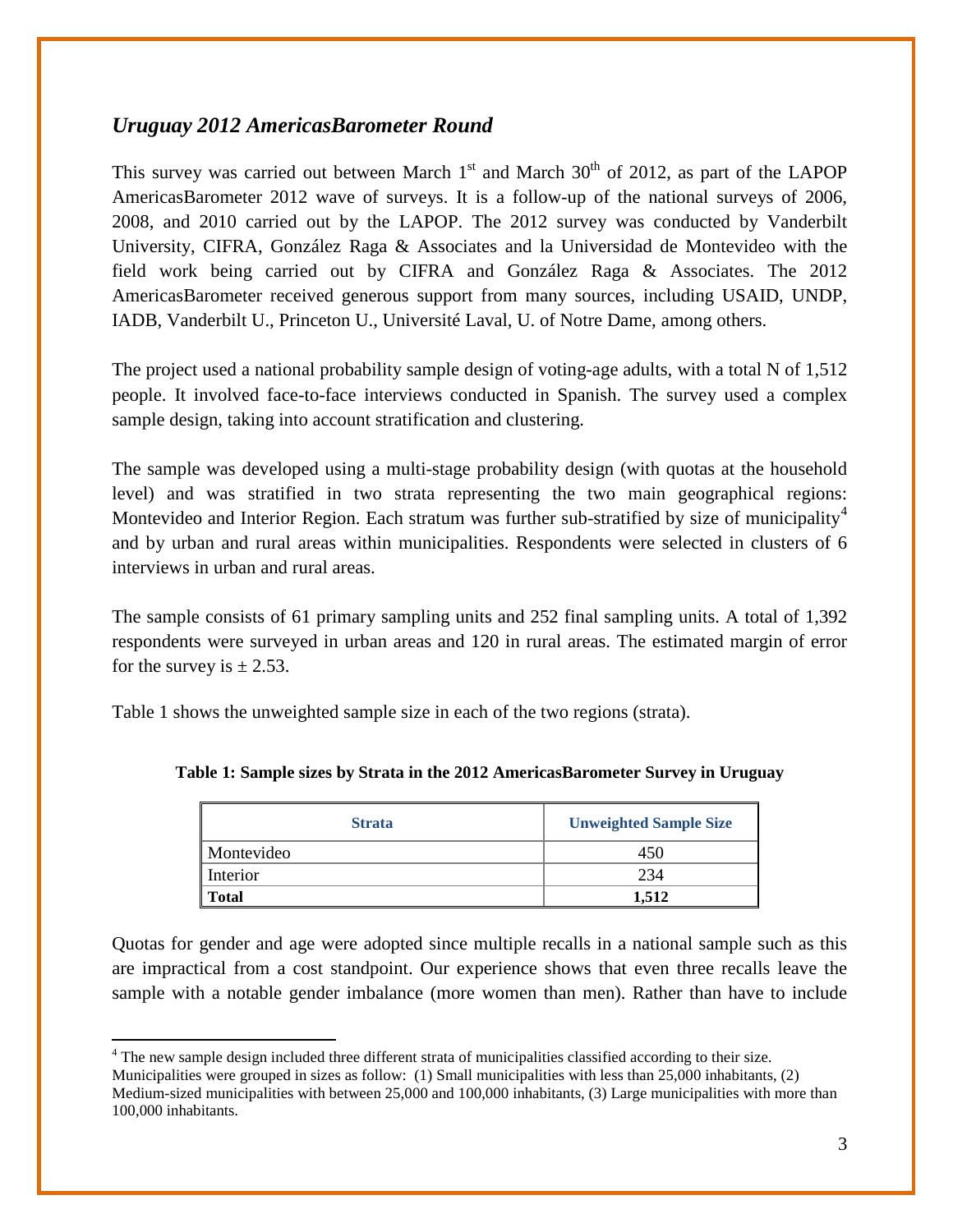## *Uruguay 2012 AmericasBarometer Round*

This survey was carried out between March 1st and March 30th of 2012, as part of the LAPOP AmericasBarometer 2012 wave of surveys. It is a follow-up of the national surveys of 2006, 2008, and 2010 carried out by the LAPOP. The 2012 survey was conducted by Vanderbilt University, CIFRA, González Raga & Associates and la Universidad de Montevideo with the field work being carried out by CIFRA and González Raga & Associates. The 2012 AmericasBarometer received generous support from many sources, including USAID, UNDP, IADB, Vanderbilt U., Princeton U., Université Laval, U. of Notre Dame, among others.

The project used a national probability sample design of voting-age adults, with a total N of 1,512 people. It involved face-to-face interviews conducted in Spanish. The survey used a complex sample design, taking into account stratification and clustering.

The sample was developed using a multi-stage probability design (with quotas at the household level) and was stratified in two strata representing the two main geographical regions: Montevideo and Interior Region. Each stratum was further sub-stratified by size of municipality[4] and by urban and rural areas within municipalities. Respondents were selected in clusters of 6 interviews in urban and rural areas.

The sample consists of 61 primary sampling units and 252 final sampling units. A total of 1,392 respondents were surveyed in urban areas and 120 in rural areas. The estimated margin of error for the survey is ± 2.53.

Table 1 shows the unweighted sample size in each of the two regions (strata).

**Table 1: Sample sizes by Strata in the 2012 AmericasBarometer Survey in Uruguay**

| Strata | Unweighted Sample Size |
|---|---|
| Montevideo | 450 |
| Interior | 234 |
| **Total** | **1,512** |

Quotas for gender and age were adopted since multiple recalls in a national sample such as this are impractical from a cost standpoint. Our experience shows that even three recalls leave the sample with a notable gender imbalance (more women than men). Rather than have to include

[4] The new sample design included three different strata of municipalities classified according to their size. Municipalities were grouped in sizes as follow: (1) Small municipalities with less than 25,000 inhabitants, (2) Medium-sized municipalities with between 25,000 and 100,000 inhabitants, (3) Large municipalities with more than 100,000 inhabitants.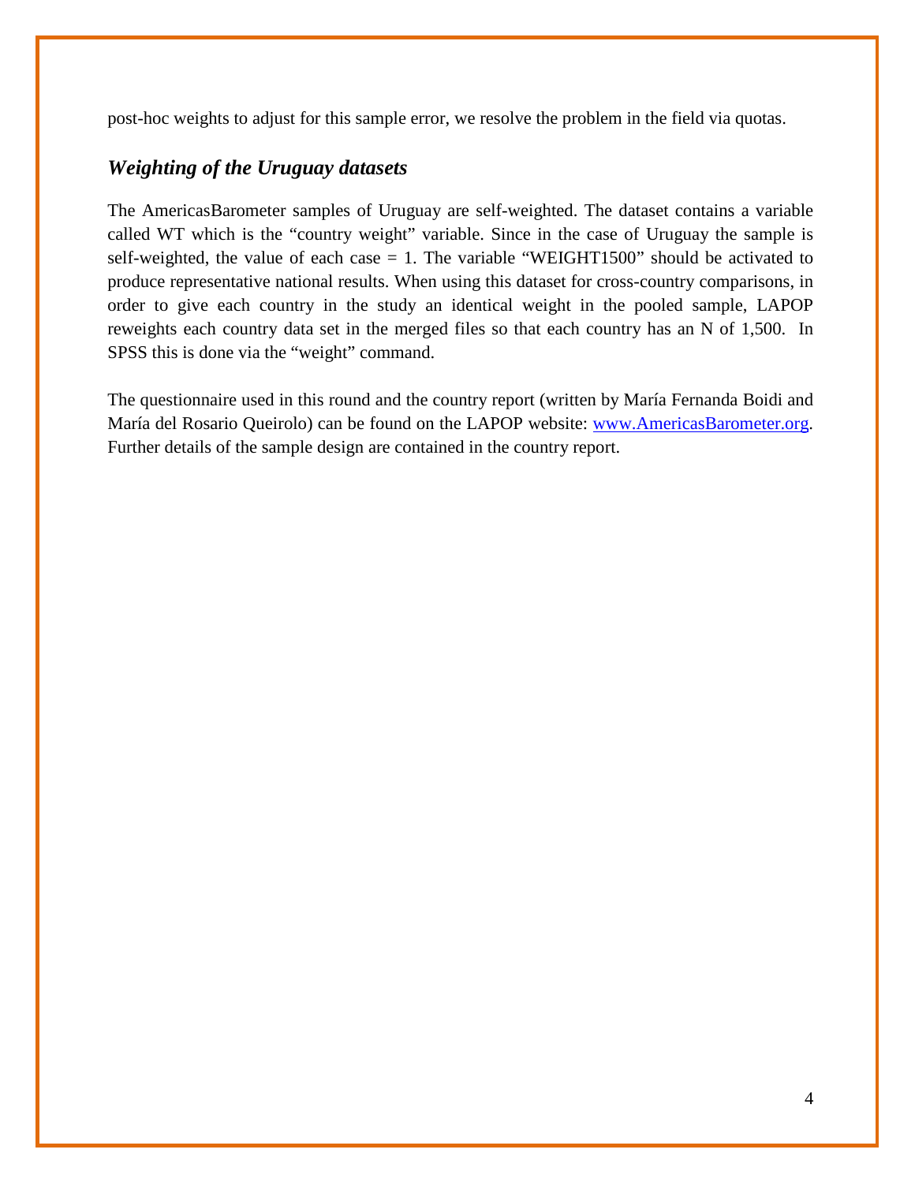post-hoc weights to adjust for this sample error, we resolve the problem in the field via quotas.

### *Weighting of the Uruguay datasets*

The AmericasBarometer samples of Uruguay are self-weighted. The dataset contains a variable called WT which is the "country weight" variable. Since in the case of Uruguay the sample is self-weighted, the value of each case = 1. The variable "WEIGHT1500" should be activated to produce representative national results. When using this dataset for cross-country comparisons, in order to give each country in the study an identical weight in the pooled sample, LAPOP reweights each country data set in the merged files so that each country has an N of 1,500. In SPSS this is done via the "weight" command.

The questionnaire used in this round and the country report (written by María Fernanda Boidi and María del Rosario Queirolo) can be found on the LAPOP website: www.AmericasBarometer.org. Further details of the sample design are contained in the country report.